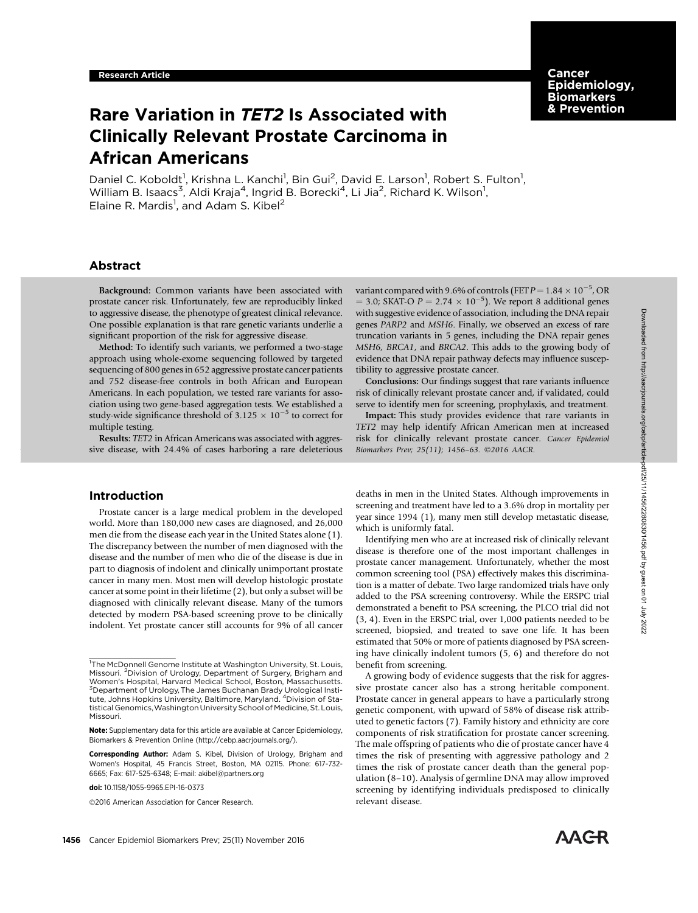Research Article

# Rare Variation in *TET2* Is Associated with Clinically Relevant Prostate Carcinoma in African Americans

Daniel C. Koboldt[1], Krishna L. Kanchi[1], Bin Gui[2], David E. Larson[1], Robert S. Fulton[1], William B. Isaacs[3], Aldi Kraja[4], Ingrid B. Borecki[4], Li Jia[2], Richard K. Wilson[1], Elaine R. Mardis[1], and Adam S. Kibel[2]

## Abstract

**Background:** Common variants have been associated with prostate cancer risk. Unfortunately, few are reproducibly linked to aggressive disease, the phenotype of greatest clinical relevance. One possible explanation is that rare genetic variants underlie a significant proportion of the risk for aggressive disease.

**Method:** To identify such variants, we performed a two-stage approach using whole-exome sequencing followed by targeted sequencing of 800 genes in 652 aggressive prostate cancer patients and 752 disease-free controls in both African and European Americans. In each population, we tested rare variants for association using two gene-based aggregation tests. We established a study-wide significance threshold of $3.125 \times 10^{-5}$ to correct for multiple testing.

**Results:** *TET2* in African Americans was associated with aggressive disease, with 24.4% of cases harboring a rare deleterious variant compared with 9.6% of controls (FET $P = 1.84 \times 10^{-5}$, OR $= 3.0$; SKAT-O $P = 2.74 \times 10^{-5}$). We report 8 additional genes with suggestive evidence of association, including the DNA repair genes *PARP2* and *MSH6*. Finally, we observed an excess of rare truncation variants in 5 genes, including the DNA repair genes *MSH6*, *BRCA1*, and *BRCA2*. This adds to the growing body of evidence that DNA repair pathway defects may influence susceptibility to aggressive prostate cancer.

**Conclusions:** Our findings suggest that rare variants influence risk of clinically relevant prostate cancer and, if validated, could serve to identify men for screening, prophylaxis, and treatment.

**Impact:** This study provides evidence that rare variants in *TET2* may help identify African American men at increased risk for clinically relevant prostate cancer. *Cancer Epidemiol Biomarkers Prev; 25(11); 1456–63. ©2016 AACR.*

## Introduction

Prostate cancer is a large medical problem in the developed world. More than 180,000 new cases are diagnosed, and 26,000 men die from the disease each year in the United States alone (1). The discrepancy between the number of men diagnosed with the disease and the number of men who die of the disease is due in part to diagnosis of indolent and clinically unimportant prostate cancer in many men. Most men will develop histologic prostate cancer at some point in their lifetime (2), but only a subset will be diagnosed with clinically relevant disease. Many of the tumors detected by modern PSA-based screening prove to be clinically indolent. Yet prostate cancer still accounts for 9% of all cancer deaths in men in the United States. Although improvements in screening and treatment have led to a 3.6% drop in mortality per year since 1994 (1), many men still develop metastatic disease, which is uniformly fatal.

Identifying men who are at increased risk of clinically relevant disease is therefore one of the most important challenges in prostate cancer management. Unfortunately, whether the most common screening tool (PSA) effectively makes this discrimination is a matter of debate. Two large randomized trials have only added to the PSA screening controversy. While the ERSPC trial demonstrated a benefit to PSA screening, the PLCO trial did not (3, 4). Even in the ERSPC trial, over 1,000 patients needed to be screened, biopsied, and treated to save one life. It has been estimated that 50% or more of patients diagnosed by PSA screening have clinically indolent tumors (5, 6) and therefore do not benefit from screening.

A growing body of evidence suggests that the risk for aggressive prostate cancer also has a strong heritable component. Prostate cancer in general appears to have a particularly strong genetic component, with upward of 58% of disease risk attributed to genetic factors (7). Family history and ethnicity are core components of risk stratification for prostate cancer screening. The male offspring of patients who die of prostate cancer have 4 times the risk of presenting with aggressive pathology and 2 times the risk of prostate cancer death than the general population (8–10). Analysis of germline DNA may allow improved screening by identifying individuals predisposed to clinically relevant disease.

---

[1]The McDonnell Genome Institute at Washington University, St. Louis, Missouri. [2]Division of Urology, Department of Surgery, Brigham and Women's Hospital, Harvard Medical School, Boston, Massachusetts. [3]Department of Urology, The James Buchanan Brady Urological Institute, Johns Hopkins University, Baltimore, Maryland. [4]Division of Statistical Genomics, Washington University School of Medicine, St. Louis, Missouri.

**Note:** Supplementary data for this article are available at Cancer Epidemiology, Biomarkers & Prevention Online (http://cebp.aacrjournals.org/).

**Corresponding Author:** Adam S. Kibel, Division of Urology, Brigham and Women's Hospital, 45 Francis Street, Boston, MA 02115. Phone: 617-732-6665; Fax: 617-525-6348; E-mail: akibel@partners.org

doi: 10.1158/1055-9965.EPI-16-0373

©2016 American Association for Cancer Research.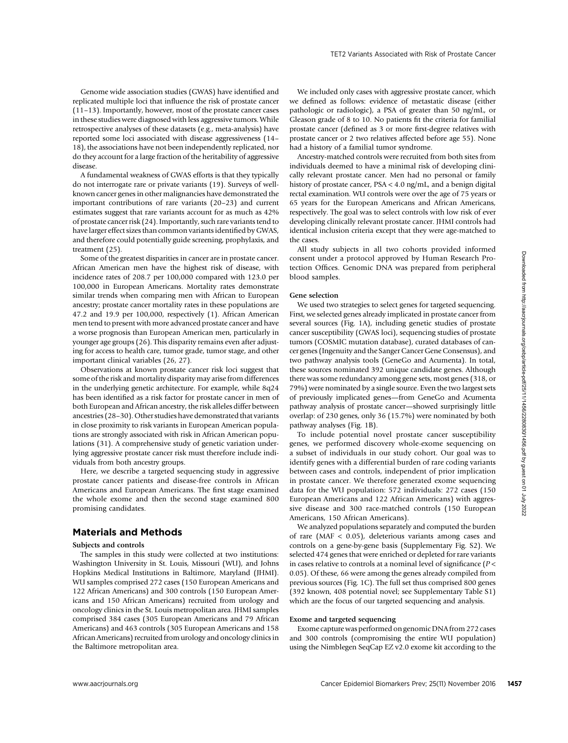Genome wide association studies (GWAS) have identified and replicated multiple loci that influence the risk of prostate cancer (11–13). Importantly, however, most of the prostate cancer cases in these studies were diagnosed with less aggressive tumors. While retrospective analyses of these datasets (e.g., meta-analysis) have reported some loci associated with disease aggressiveness (14–18), the associations have not been independently replicated, nor do they account for a large fraction of the heritability of aggressive disease.

A fundamental weakness of GWAS efforts is that they typically do not interrogate rare or private variants (19). Surveys of well-known cancer genes in other malignancies have demonstrated the important contributions of rare variants (20–23) and current estimates suggest that rare variants account for as much as 42% of prostate cancer risk (24). Importantly, such rare variants tend to have larger effect sizes than common variants identified by GWAS, and therefore could potentially guide screening, prophylaxis, and treatment (25).

Some of the greatest disparities in cancer are in prostate cancer. African American men have the highest risk of disease, with incidence rates of 208.7 per 100,000 compared with 123.0 per 100,000 in European Americans. Mortality rates demonstrate similar trends when comparing men with African to European ancestry; prostate cancer mortality rates in these populations are 47.2 and 19.9 per 100,000, respectively (1). African American men tend to present with more advanced prostate cancer and have a worse prognosis than European American men, particularly in younger age groups (26). This disparity remains even after adjusting for access to health care, tumor grade, tumor stage, and other important clinical variables (26, 27).

Observations at known prostate cancer risk loci suggest that some of the risk and mortality disparity may arise from differences in the underlying genetic architecture. For example, while 8q24 has been identified as a risk factor for prostate cancer in men of both European and African ancestry, the risk alleles differ between ancestries (28–30). Other studies have demonstrated that variants in close proximity to risk variants in European American populations are strongly associated with risk in African American populations (31). A comprehensive study of genetic variation underlying aggressive prostate cancer risk must therefore include individuals from both ancestry groups.

Here, we describe a targeted sequencing study in aggressive prostate cancer patients and disease-free controls in African Americans and European Americans. The first stage examined the whole exome and then the second stage examined 800 promising candidates.

## Materials and Methods

### Subjects and controls

The samples in this study were collected at two institutions: Washington University in St. Louis, Missouri (WU), and Johns Hopkins Medical Institutions in Baltimore, Maryland (JHMI). WU samples comprised 272 cases (150 European Americans and 122 African Americans) and 300 controls (150 European Americans and 150 African Americans) recruited from urology and oncology clinics in the St. Louis metropolitan area. JHMI samples comprised 384 cases (305 European Americans and 79 African Americans) and 463 controls (305 European Americans and 158 African Americans) recruited from urology and oncology clinics in the Baltimore metropolitan area.

We included only cases with aggressive prostate cancer, which we defined as follows: evidence of metastatic disease (either pathologic or radiologic), a PSA of greater than 50 ng/mL, or Gleason grade of 8 to 10. No patients fit the criteria for familial prostate cancer (defined as 3 or more first-degree relatives with prostate cancer or 2 two relatives affected before age 55). None had a history of a familial tumor syndrome.

Ancestry-matched controls were recruited from both sites from individuals deemed to have a minimal risk of developing clinically relevant prostate cancer. Men had no personal or family history of prostate cancer, PSA < 4.0 ng/mL, and a benign digital rectal examination. WU controls were over the age of 75 years or 65 years for the European Americans and African Americans, respectively. The goal was to select controls with low risk of ever developing clinically relevant prostate cancer. JHMI controls had identical inclusion criteria except that they were age-matched to the cases.

All study subjects in all two cohorts provided informed consent under a protocol approved by Human Research Protection Offices. Genomic DNA was prepared from peripheral blood samples.

### Gene selection

We used two strategies to select genes for targeted sequencing. First, we selected genes already implicated in prostate cancer from several sources (Fig. 1A), including genetic studies of prostate cancer susceptibility (GWAS loci), sequencing studies of prostate tumors (COSMIC mutation database), curated databases of cancer genes (Ingenuity and the Sanger Cancer Gene Consensus), and two pathway analysis tools (GeneGo and Acumenta). In total, these sources nominated 392 unique candidate genes. Although there was some redundancy among gene sets, most genes (318, or 79%) were nominated by a single source. Even the two largest sets of previously implicated genes—from GeneGo and Acumenta pathway analysis of prostate cancer—showed surprisingly little overlap: of 230 genes, only 36 (15.7%) were nominated by both pathway analyses (Fig. 1B).

To include potential novel prostate cancer susceptibility genes, we performed discovery whole-exome sequencing on a subset of individuals in our study cohort. Our goal was to identify genes with a differential burden of rare coding variants between cases and controls, independent of prior implication in prostate cancer. We therefore generated exome sequencing data for the WU population: 572 individuals: 272 cases (150 European Americans and 122 African Americans) with aggressive disease and 300 race-matched controls (150 European Americans, 150 African Americans).

We analyzed populations separately and computed the burden of rare (MAF < 0.05), deleterious variants among cases and controls on a gene-by-gene basis (Supplementary Fig. S2). We selected 474 genes that were enriched or depleted for rare variants in cases relative to controls at a nominal level of significance ($P < 0.05$). Of these, 66 were among the genes already compiled from previous sources (Fig. 1C). The full set thus comprised 800 genes (392 known, 408 potential novel; see Supplementary Table S1) which are the focus of our targeted sequencing and analysis.

### Exome and targeted sequencing

Exome capture was performed on genomic DNA from 272 cases and 300 controls (compromising the entire WU population) using the Nimblegen SeqCap EZ v2.0 exome kit according to the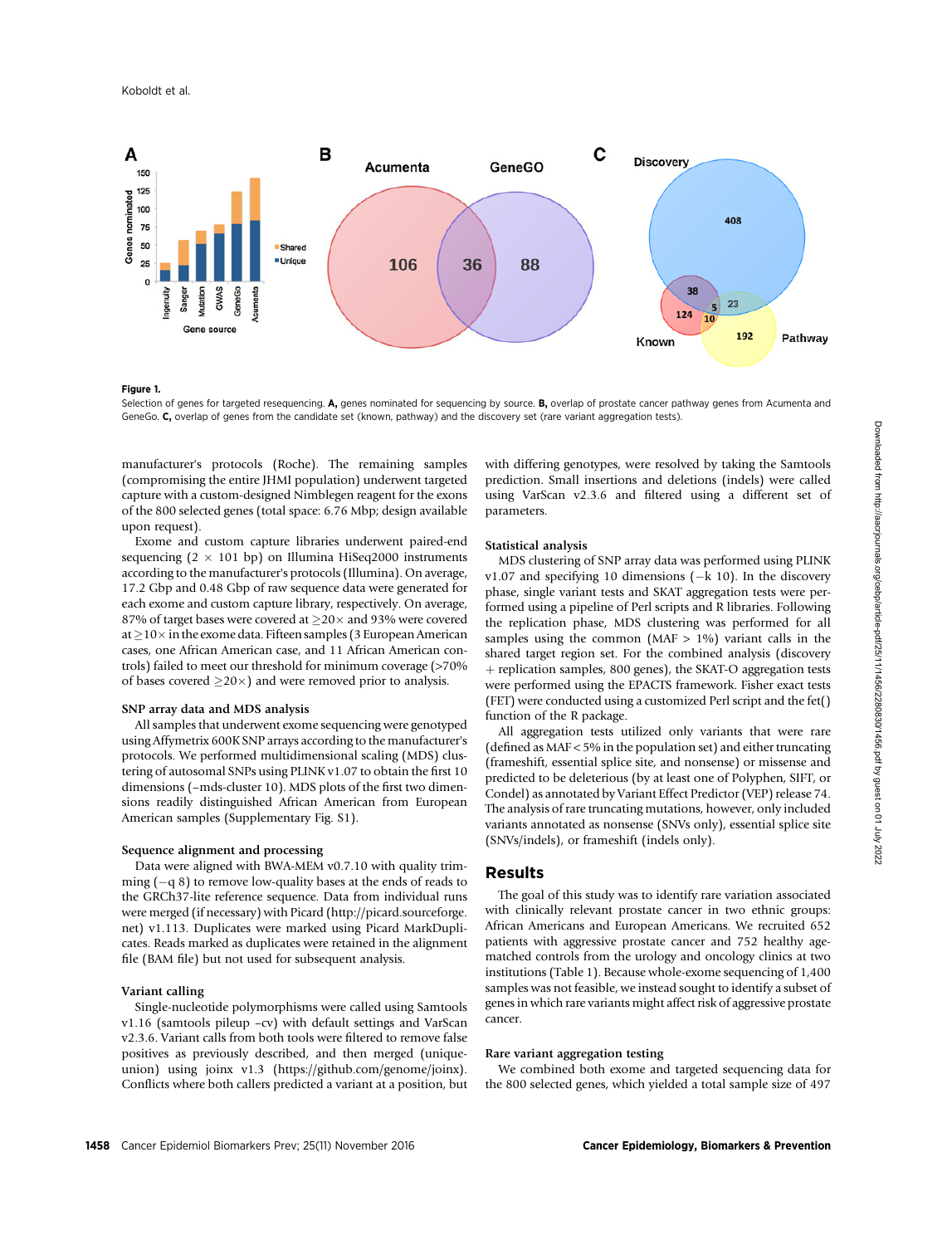**Figure 1.**
Selection of genes for targeted resequencing. **A,** genes nominated for sequencing by source. **B,** overlap of prostate cancer pathway genes from Acumenta and GeneGo. **C,** overlap of genes from the candidate set (known, pathway) and the discovery set (rare variant aggregation tests).

manufacturer's protocols (Roche). The remaining samples (compromising the entire JHMI population) underwent targeted capture with a custom-designed Nimblegen reagent for the exons of the 800 selected genes (total space: 6.76 Mbp; design available upon request).

Exome and custom capture libraries underwent paired-end sequencing ($2 \times 101$ bp) on Illumina HiSeq2000 instruments according to the manufacturer's protocols (Illumina). On average, 17.2 Gbp and 0.48 Gbp of raw sequence data were generated for each exome and custom capture library, respectively. On average, 87% of target bases were covered at $\geq 20\times$ and 93% were covered at $\geq 10\times$ in the exome data. Fifteen samples (3 European American cases, one African American case, and 11 African American controls) failed to meet our threshold for minimum coverage (>70% of bases covered $\geq 20\times$) and were removed prior to analysis.

### SNP array data and MDS analysis

All samples that underwent exome sequencing were genotyped using Affymetrix 600K SNP arrays according to the manufacturer's protocols. We performed multidimensional scaling (MDS) clustering of autosomal SNPs using PLINK v1.07 to obtain the first 10 dimensions (–mds-cluster 10). MDS plots of the first two dimensions readily distinguished African American from European American samples (Supplementary Fig. S1).

### Sequence alignment and processing

Data were aligned with BWA-MEM v0.7.10 with quality trimming (−q 8) to remove low-quality bases at the ends of reads to the GRCh37-lite reference sequence. Data from individual runs were merged (if necessary) with Picard (http://picard.sourceforge.net) v1.113. Duplicates were marked using Picard MarkDuplicates. Reads marked as duplicates were retained in the alignment file (BAM file) but not used for subsequent analysis.

### Variant calling

Single-nucleotide polymorphisms were called using Samtools v1.16 (samtools pileup –cv) with default settings and VarScan v2.3.6. Variant calls from both tools were filtered to remove false positives as previously described, and then merged (unique-union) using joinx v1.3 (https://github.com/genome/joinx). Conflicts where both callers predicted a variant at a position, but with differing genotypes, were resolved by taking the Samtools prediction. Small insertions and deletions (indels) were called using VarScan v2.3.6 and filtered using a different set of parameters.

### Statistical analysis

MDS clustering of SNP array data was performed using PLINK v1.07 and specifying 10 dimensions (−k 10). In the discovery phase, single variant tests and SKAT aggregation tests were performed using a pipeline of Perl scripts and R libraries. Following the replication phase, MDS clustering was performed for all samples using the common (MAF > 1%) variant calls in the shared target region set. For the combined analysis (discovery + replication samples, 800 genes), the SKAT-O aggregation tests were performed using the EPACTS framework. Fisher exact tests (FET) were conducted using a customized Perl script and the fet() function of the R package.

All aggregation tests utilized only variants that were rare (defined as MAF < 5% in the population set) and either truncating (frameshift, essential splice site, and nonsense) or missense and predicted to be deleterious (by at least one of Polyphen, SIFT, or Condel) as annotated by Variant Effect Predictor (VEP) release 74. The analysis of rare truncating mutations, however, only included variants annotated as nonsense (SNVs only), essential splice site (SNVs/indels), or frameshift (indels only).

## Results

The goal of this study was to identify rare variation associated with clinically relevant prostate cancer in two ethnic groups: African Americans and European Americans. We recruited 652 patients with aggressive prostate cancer and 752 healthy age-matched controls from the urology and oncology clinics at two institutions (Table 1). Because whole-exome sequencing of 1,400 samples was not feasible, we instead sought to identify a subset of genes in which rare variants might affect risk of aggressive prostate cancer.

### Rare variant aggregation testing

We combined both exome and targeted sequencing data for the 800 selected genes, which yielded a total sample size of 497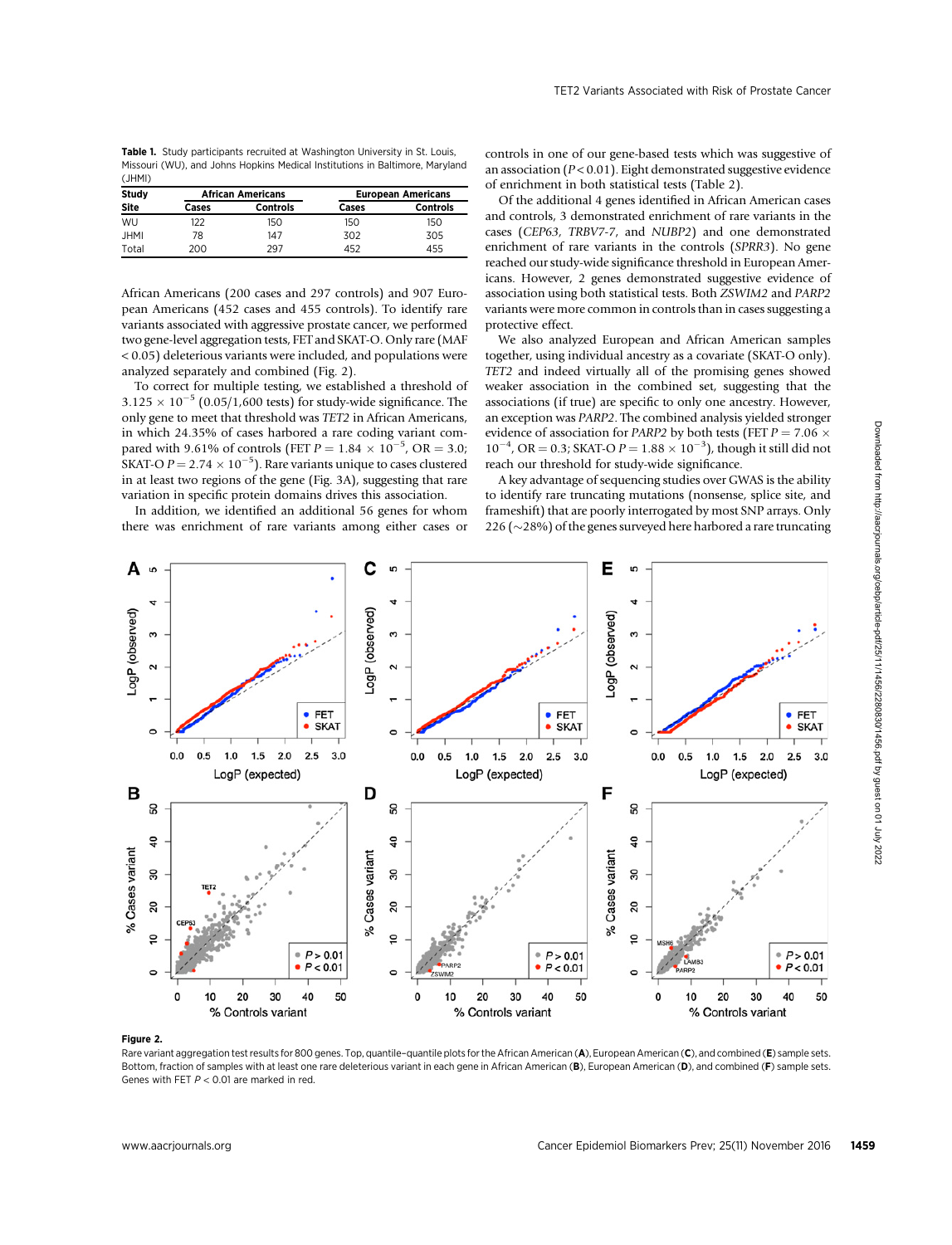**Table 1.** Study participants recruited at Washington University in St. Louis, Missouri (WU), and Johns Hopkins Medical Institutions in Baltimore, Maryland (JHMI)

| Study | African Americans | | European Americans | |
|---|---|---|---|---|
| Site | Cases | Controls | Cases | Controls |
| WU | 122 | 150 | 150 | 150 |
| JHMI | 78 | 147 | 302 | 305 |
| Total | 200 | 297 | 452 | 455 |

African Americans (200 cases and 297 controls) and 907 European Americans (452 cases and 455 controls). To identify rare variants associated with aggressive prostate cancer, we performed two gene-level aggregation tests, FET and SKAT-O. Only rare (MAF < 0.05) deleterious variants were included, and populations were analyzed separately and combined (Fig. 2).

To correct for multiple testing, we established a threshold of $3.125 \times 10^{-5}$ (0.05/1,600 tests) for study-wide significance. The only gene to meet that threshold was *TET2* in African Americans, in which 24.35% of cases harbored a rare coding variant compared with 9.61% of controls (FET $P = 1.84 \times 10^{-5}$, OR = 3.0; SKAT-O $P = 2.74 \times 10^{-5}$). Rare variants unique to cases clustered in at least two regions of the gene (Fig. 3A), suggesting that rare variation in specific protein domains drives this association.

In addition, we identified an additional 56 genes for whom there was enrichment of rare variants among either cases or controls in one of our gene-based tests which was suggestive of an association ($P < 0.01$). Eight demonstrated suggestive evidence of enrichment in both statistical tests (Table 2).

Of the additional 4 genes identified in African American cases and controls, 3 demonstrated enrichment of rare variants in the cases (*CEP63*, *TRBV7-7*, and *NUBP2*) and one demonstrated enrichment of rare variants in the controls (*SPRR3*). No gene reached our study-wide significance threshold in European Americans. However, 2 genes demonstrated suggestive evidence of association using both statistical tests. Both *ZSWIM2* and *PARP2* variants were more common in controls than in cases suggesting a protective effect.

We also analyzed European and African American samples together, using individual ancestry as a covariate (SKAT-O only). *TET2* and indeed virtually all of the promising genes showed weaker association in the combined set, suggesting that the associations (if true) are specific to only one ancestry. However, an exception was *PARP2*. The combined analysis yielded stronger evidence of association for *PARP2* by both tests (FET $P = 7.06 \times 10^{-4}$, OR = 0.3; SKAT-O $P = 1.88 \times 10^{-3}$), though it still did not reach our threshold for study-wide significance.

A key advantage of sequencing studies over GWAS is the ability to identify rare truncating mutations (nonsense, splice site, and frameshift) that are poorly interrogated by most SNP arrays. Only 226 (~28%) of the genes surveyed here harbored a rare truncating

**Figure 2.**
Rare variant aggregation test results for 800 genes. Top, quantile–quantile plots for the African American (**A**), European American (**C**), and combined (**E**) sample sets. Bottom, fraction of samples with at least one rare deleterious variant in each gene in African American (**B**), European American (**D**), and combined (**F**) sample sets. Genes with FET $P < 0.01$ are marked in red.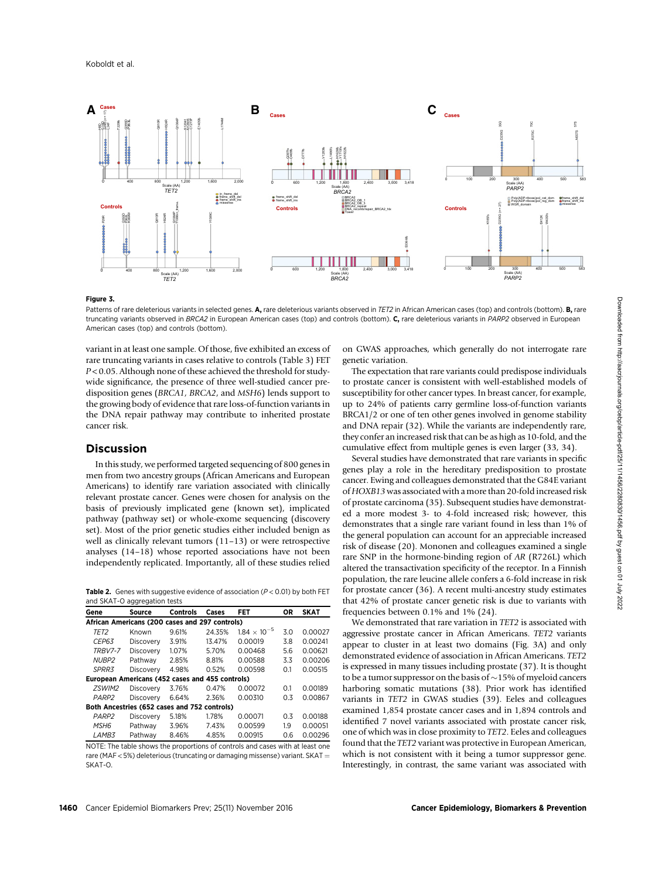**Figure 3.**

Patterns of rare deleterious variants in selected genes. **A,** rare deleterious variants observed in *TET2* in African American cases (top) and controls (bottom). **B,** rare truncating variants observed in *BRCA2* in European American cases (top) and controls (bottom). **C,** rare deleterious variants in *PARP2* observed in European American cases (top) and controls (bottom).

variant in at least one sample. Of those, five exhibited an excess of rare truncating variants in cases relative to controls (Table 3) FET $P < 0.05$. Although none of these achieved the threshold for study-wide significance, the presence of three well-studied cancer predisposition genes (*BRCA1*, *BRCA2*, and *MSH6*) lends support to the growing body of evidence that rare loss-of-function variants in the DNA repair pathway may contribute to inherited prostate cancer risk.

## Discussion

In this study, we performed targeted sequencing of 800 genes in men from two ancestry groups (African Americans and European Americans) to identify rare variation associated with clinically relevant prostate cancer. Genes were chosen for analysis on the basis of previously implicated gene (known set), implicated pathway (pathway set) or whole-exome sequencing (discovery set). Most of the prior genetic studies either included benign as well as clinically relevant tumors (11–13) or were retrospective analyses (14–18) whose reported associations have not been independently replicated. Importantly, all of these studies relied on GWAS approaches, which generally do not interrogate rare genetic variation.

**Table 2.** Genes with suggestive evidence of association ($P < 0.01$) by both FET and SKAT-O aggregation tests

| Gene | Source | Controls | Cases | FET | OR | SKAT |
|---|---|---|---|---|---|---|
| **African Americans (200 cases and 297 controls)** | | | | | | |
| *TET2* | Known | 9.61% | 24.35% | $1.84 \times 10^{-5}$ | 3.0 | 0.00027 |
| *CEP63* | Discovery | 3.91% | 13.47% | 0.00019 | 3.8 | 0.00241 |
| *TRBV7-7* | Discovery | 1.07% | 5.70% | 0.00468 | 5.6 | 0.00621 |
| *NUBP2* | Pathway | 2.85% | 8.81% | 0.00588 | 3.3 | 0.00206 |
| *SPRR3* | Discovery | 4.98% | 0.52% | 0.00598 | 0.1 | 0.00515 |
| **European Americans (452 cases and 455 controls)** | | | | | | |
| *ZSWIM2* | Discovery | 3.76% | 0.47% | 0.00072 | 0.1 | 0.00189 |
| *PARP2* | Discovery | 6.64% | 2.36% | 0.00310 | 0.3 | 0.00867 |
| **Both Ancestries (652 cases and 752 controls)** | | | | | | |
| *PARP2* | Discovery | 5.18% | 1.78% | 0.00071 | 0.3 | 0.00188 |
| *MSH6* | Pathway | 3.96% | 7.43% | 0.00599 | 1.9 | 0.00051 |
| *LAMB3* | Pathway | 8.46% | 4.85% | 0.00915 | 0.6 | 0.00296 |

NOTE: The table shows the proportions of controls and cases with at least one rare (MAF < 5%) deleterious (truncating or damaging missense) variant. SKAT = SKAT-O.

The expectation that rare variants could predispose individuals to prostate cancer is consistent with well-established models of susceptibility for other cancer types. In breast cancer, for example, up to 24% of patients carry germline loss-of-function variants BRCA1/2 or one of ten other genes involved in genome stability and DNA repair (32). While the variants are independently rare, they confer an increased risk that can be as high as 10-fold, and the cumulative effect from multiple genes is even larger (33, 34).

Several studies have demonstrated that rare variants in specific genes play a role in the hereditary predisposition to prostate cancer. Ewing and colleagues demonstrated that the G84E variant of *HOXB13* was associated with a more than 20-fold increased risk of prostate carcinoma (35). Subsequent studies have demonstrated a more modest 3- to 4-fold increased risk; however, this demonstrates that a single rare variant found in less than 1% of the general population can account for an appreciable increased risk of disease (20). Mononen and colleagues examined a single rare SNP in the hormone-binding region of *AR* (R726L) which altered the transactivation specificity of the receptor. In a Finnish population, the rare leucine allele confers a 6-fold increase in risk for prostate cancer (36). A recent multi-ancestry study estimates that 42% of prostate cancer genetic risk is due to variants with frequencies between 0.1% and 1% (24).

We demonstrated that rare variation in *TET2* is associated with aggressive prostate cancer in African Americans. *TET2* variants appear to cluster in at least two domains (Fig. 3A) and only demonstrated evidence of association in African Americans. *TET2* is expressed in many tissues including prostate (37). It is thought to be a tumor suppressor on the basis of ~15% of myeloid cancers harboring somatic mutations (38). Prior work has identified variants in *TET2* in GWAS studies (39). Eeles and colleagues examined 1,854 prostate cancer cases and in 1,894 controls and identified 7 novel variants associated with prostate cancer risk, one of which was in close proximity to *TET2*. Eeles and colleagues found that the *TET2* variant was protective in European American, which is not consistent with it being a tumor suppressor gene. Interestingly, in contrast, the same variant was associated with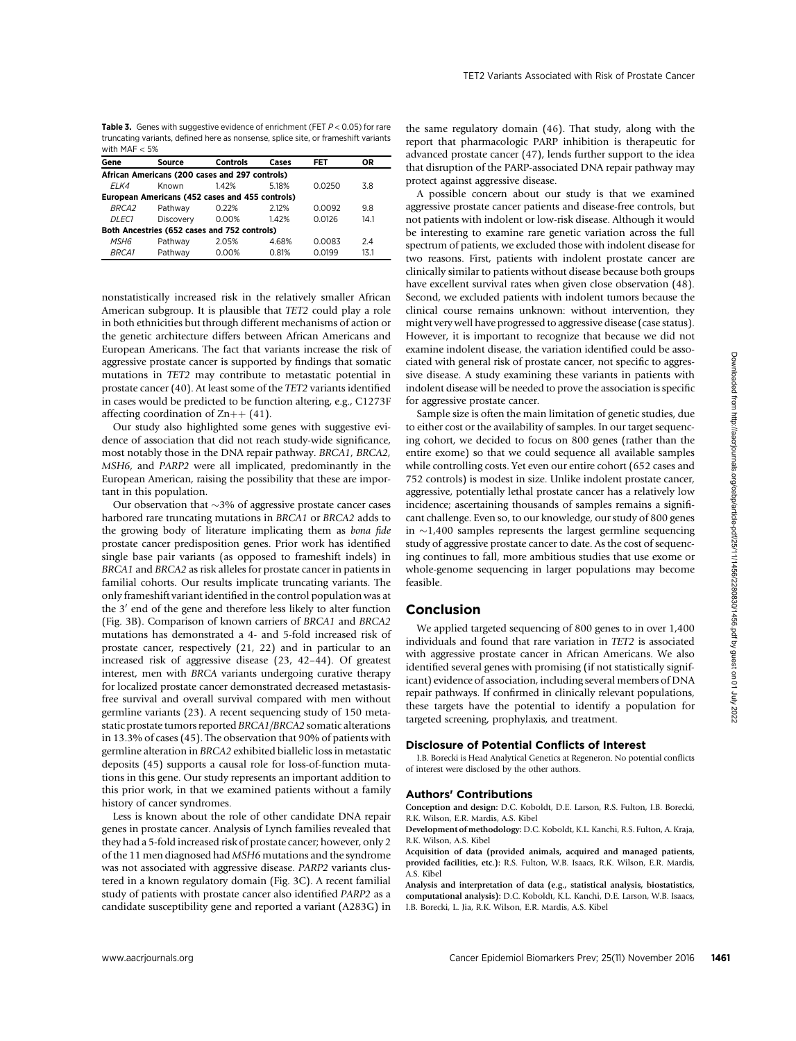**Table 3.** Genes with suggestive evidence of enrichment (FET $P < 0.05$) for rare truncating variants, defined here as nonsense, splice site, or frameshift variants with MAF < 5%

| Gene | Source | Controls | Cases | FET | OR |
|---|---|---|---|---|---|
| **African Americans (200 cases and 297 controls)** | | | | | |
| *ELK4* | Known | 1.42% | 5.18% | 0.0250 | 3.8 |
| **European Americans (452 cases and 455 controls)** | | | | | |
| *BRCA2* | Pathway | 0.22% | 2.12% | 0.0092 | 9.8 |
| *DLEC1* | Discovery | 0.00% | 1.42% | 0.0126 | 14.1 |
| **Both Ancestries (652 cases and 752 controls)** | | | | | |
| *MSH6* | Pathway | 2.05% | 4.68% | 0.0083 | 2.4 |
| *BRCA1* | Pathway | 0.00% | 0.81% | 0.0199 | 13.1 |

nonstatistically increased risk in the relatively smaller African American subgroup. It is plausible that *TET2* could play a role in both ethnicities but through different mechanisms of action or the genetic architecture differs between African Americans and European Americans. The fact that variants increase the risk of aggressive prostate cancer is supported by findings that somatic mutations in *TET2* may contribute to metastatic potential in prostate cancer (40). At least some of the *TET2* variants identified in cases would be predicted to be function altering, e.g., C1273F affecting coordination of $Zn^{++}$ (41).

Our study also highlighted some genes with suggestive evidence of association that did not reach study-wide significance, most notably those in the DNA repair pathway. *BRCA1*, *BRCA2*, *MSH6*, and *PARP2* were all implicated, predominantly in the European American, raising the possibility that these are important in this population.

Our observation that ~3% of aggressive prostate cancer cases harbored rare truncating mutations in *BRCA1* or *BRCA2* adds to the growing body of literature implicating them as *bona fide* prostate cancer predisposition genes. Prior work has identified single base pair variants (as opposed to frameshift indels) in *BRCA1* and *BRCA2* as risk alleles for prostate cancer in patients in familial cohorts. Our results implicate truncating variants. The only frameshift variant identified in the control population was at the 3′ end of the gene and therefore less likely to alter function (Fig. 3B). Comparison of known carriers of *BRCA1* and *BRCA2* mutations has demonstrated a 4- and 5-fold increased risk of prostate cancer, respectively (21, 22) and in particular to an increased risk of aggressive disease (23, 42–44). Of greatest interest, men with *BRCA* variants undergoing curative therapy for localized prostate cancer demonstrated decreased metastasis-free survival and overall survival compared with men without germline variants (23). A recent sequencing study of 150 metastatic prostate tumors reported *BRCA1*/*BRCA2* somatic alterations in 13.3% of cases (45). The observation that 90% of patients with germline alteration in *BRCA2* exhibited biallelic loss in metastatic deposits (45) supports a causal role for loss-of-function mutations in this gene. Our study represents an important addition to this prior work, in that we examined patients without a family history of cancer syndromes.

Less is known about the role of other candidate DNA repair genes in prostate cancer. Analysis of Lynch families revealed that they had a 5-fold increased risk of prostate cancer; however, only 2 of the 11 men diagnosed had *MSH6* mutations and the syndrome was not associated with aggressive disease. *PARP2* variants clustered in a known regulatory domain (Fig. 3C). A recent familial study of patients with prostate cancer also identified *PARP2* as a candidate susceptibility gene and reported a variant (A283G) in the same regulatory domain (46). That study, along with the report that pharmacologic PARP inhibition is therapeutic for advanced prostate cancer (47), lends further support to the idea that disruption of the PARP-associated DNA repair pathway may protect against aggressive disease.

A possible concern about our study is that we examined aggressive prostate cancer patients and disease-free controls, but not patients with indolent or low-risk disease. Although it would be interesting to examine rare genetic variation across the full spectrum of patients, we excluded those with indolent disease for two reasons. First, patients with indolent prostate cancer are clinically similar to patients without disease because both groups have excellent survival rates when given close observation (48). Second, we excluded patients with indolent tumors because the clinical course remains unknown: without intervention, they might very well have progressed to aggressive disease (case status). However, it is important to recognize that because we did not examine indolent disease, the variation identified could be associated with general risk of prostate cancer, not specific to aggressive disease. A study examining these variants in patients with indolent disease will be needed to prove the association is specific for aggressive prostate cancer.

Sample size is often the main limitation of genetic studies, due to either cost or the availability of samples. In our target sequencing cohort, we decided to focus on 800 genes (rather than the entire exome) so that we could sequence all available samples while controlling costs. Yet even our entire cohort (652 cases and 752 controls) is modest in size. Unlike indolent prostate cancer, aggressive, potentially lethal prostate cancer has a relatively low incidence; ascertaining thousands of samples remains a significant challenge. Even so, to our knowledge, our study of 800 genes in ~1,400 samples represents the largest germline sequencing study of aggressive prostate cancer to date. As the cost of sequencing continues to fall, more ambitious studies that use exome or whole-genome sequencing in larger populations may become feasible.

## Conclusion

We applied targeted sequencing of 800 genes to in over 1,400 individuals and found that rare variation in *TET2* is associated with aggressive prostate cancer in African Americans. We also identified several genes with promising (if not statistically significant) evidence of association, including several members of DNA repair pathways. If confirmed in clinically relevant populations, these targets have the potential to identify a population for targeted screening, prophylaxis, and treatment.

### Disclosure of Potential Conflicts of Interest

I.B. Borecki is Head Analytical Genetics at Regeneron. No potential conflicts of interest were disclosed by the other authors.

### Authors' Contributions

**Conception and design:** D.C. Koboldt, D.E. Larson, R.S. Fulton, I.B. Borecki, R.K. Wilson, E.R. Mardis, A.S. Kibel

**Development of methodology:** D.C. Koboldt, K.L. Kanchi, R.S. Fulton, A. Kraja, R.K. Wilson, A.S. Kibel

**Acquisition of data (provided animals, acquired and managed patients, provided facilities, etc.):** R.S. Fulton, W.B. Isaacs, R.K. Wilson, E.R. Mardis, A.S. Kibel

**Analysis and interpretation of data (e.g., statistical analysis, biostatistics, computational analysis):** D.C. Koboldt, K.L. Kanchi, D.E. Larson, W.B. Isaacs, I.B. Borecki, L. Jia, R.K. Wilson, E.R. Mardis, A.S. Kibel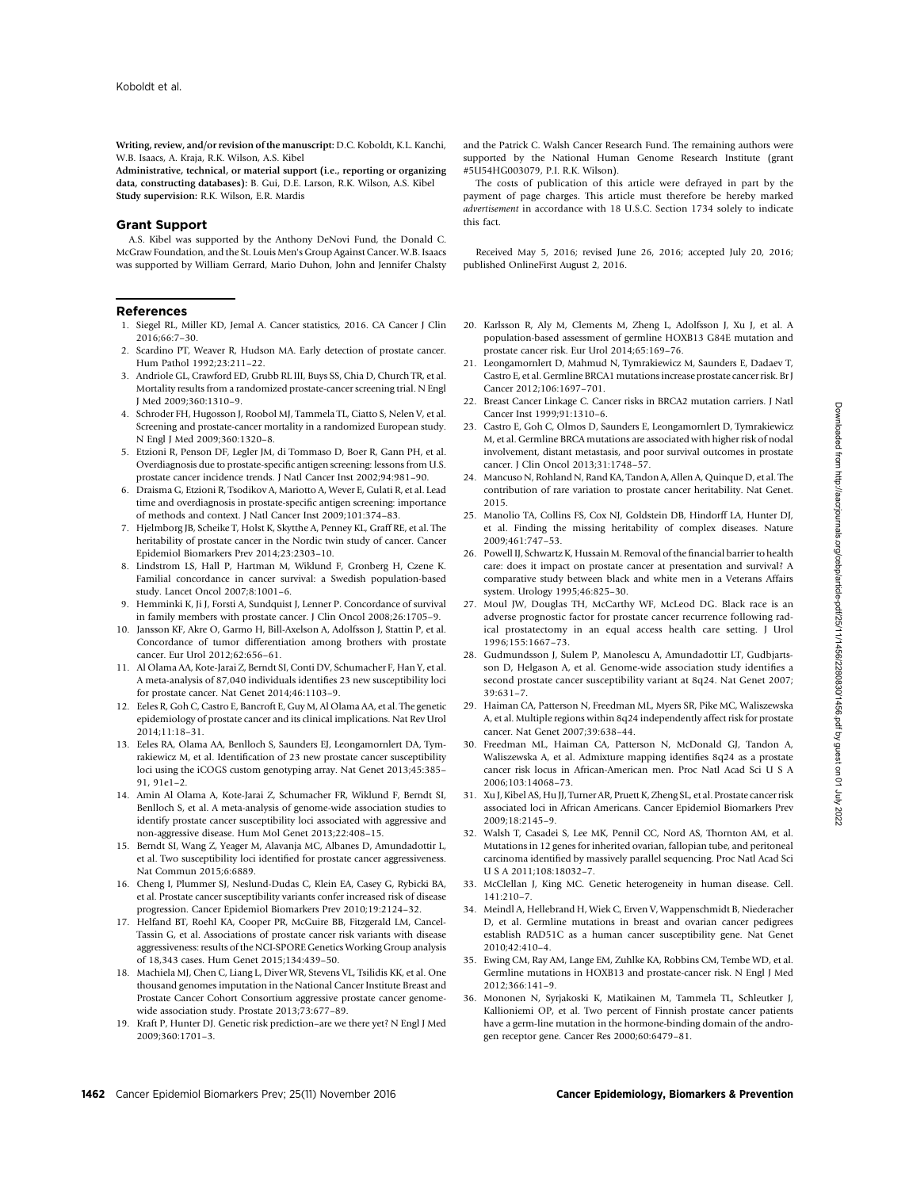**Writing, review, and/or revision of the manuscript:** D.C. Koboldt, K.L. Kanchi, W.B. Isaacs, A. Kraja, R.K. Wilson, A.S. Kibel

**Administrative, technical, or material support (i.e., reporting or organizing data, constructing databases):** B. Gui, D.E. Larson, R.K. Wilson, A.S. Kibel

**Study supervision:** R.K. Wilson, E.R. Mardis

## Grant Support

A.S. Kibel was supported by the Anthony DeNovi Fund, the Donald C. McGraw Foundation, and the St. Louis Men's Group Against Cancer. W.B. Isaacs was supported by William Gerrard, Mario Duhon, John and Jennifer Chalsty and the Patrick C. Walsh Cancer Research Fund. The remaining authors were supported by the National Human Genome Research Institute (grant #5U54HG003079, P.I. R.K. Wilson).

The costs of publication of this article were defrayed in part by the payment of page charges. This article must therefore be hereby marked *advertisement* in accordance with 18 U.S.C. Section 1734 solely to indicate this fact.

Received May 5, 2016; revised June 26, 2016; accepted July 20, 2016; published OnlineFirst August 2, 2016.

## References

1. Siegel RL, Miller KD, Jemal A. Cancer statistics, 2016. CA Cancer J Clin 2016;66:7–30.
2. Scardino PT, Weaver R, Hudson MA. Early detection of prostate cancer. Hum Pathol 1992;23:211–22.
3. Andriole GL, Crawford ED, Grubb RL III, Buys SS, Chia D, Church TR, et al. Mortality results from a randomized prostate-cancer screening trial. N Engl J Med 2009;360:1310–9.
4. Schroder FH, Hugosson J, Roobol MJ, Tammela TL, Ciatto S, Nelen V, et al. Screening and prostate-cancer mortality in a randomized European study. N Engl J Med 2009;360:1320–8.
5. Etzioni R, Penson DF, Legler JM, di Tommaso D, Boer R, Gann PH, et al. Overdiagnosis due to prostate-specific antigen screening: lessons from U.S. prostate cancer incidence trends. J Natl Cancer Inst 2002;94:981–90.
6. Draisma G, Etzioni R, Tsodikov A, Mariotto A, Wever E, Gulati R, et al. Lead time and overdiagnosis in prostate-specific antigen screening: importance of methods and context. J Natl Cancer Inst 2009;101:374–83.
7. Hjelmborg JB, Scheike T, Holst K, Skytthe A, Penney KL, Graff RE, et al. The heritability of prostate cancer in the Nordic twin study of cancer. Cancer Epidemiol Biomarkers Prev 2014;23:2303–10.
8. Lindstrom LS, Hall P, Hartman M, Wiklund F, Gronberg H, Czene K. Familial concordance in cancer survival: a Swedish population-based study. Lancet Oncol 2007;8:1001–6.
9. Hemminki K, Ji J, Forsti A, Sundquist J, Lenner P. Concordance of survival in family members with prostate cancer. J Clin Oncol 2008;26:1705–9.
10. Jansson KF, Akre O, Garmo H, Bill-Axelson A, Adolfsson J, Stattin P, et al. Concordance of tumor differentiation among brothers with prostate cancer. Eur Urol 2012;62:656–61.
11. Al Olama AA, Kote-Jarai Z, Berndt SI, Conti DV, Schumacher F, Han Y, et al. A meta-analysis of 87,040 individuals identifies 23 new susceptibility loci for prostate cancer. Nat Genet 2014;46:1103–9.
12. Eeles R, Goh C, Castro E, Bancroft E, Guy M, Al Olama AA, et al. The genetic epidemiology of prostate cancer and its clinical implications. Nat Rev Urol 2014;11:18–31.
13. Eeles RA, Olama AA, Benlloch S, Saunders EJ, Leongamornlert DA, Tymrakiewicz M, et al. Identification of 23 new prostate cancer susceptibility loci using the iCOGS custom genotyping array. Nat Genet 2013;45:385–91, 91e1–2.
14. Amin Al Olama A, Kote-Jarai Z, Schumacher FR, Wiklund F, Berndt SI, Benlloch S, et al. A meta-analysis of genome-wide association studies to identify prostate cancer susceptibility loci associated with aggressive and non-aggressive disease. Hum Mol Genet 2013;22:408–15.
15. Berndt SI, Wang Z, Yeager M, Alavanja MC, Albanes D, Amundadottir L, et al. Two susceptibility loci identified for prostate cancer aggressiveness. Nat Commun 2015;6:6889.
16. Cheng I, Plummer SJ, Neslund-Dudas C, Klein EA, Casey G, Rybicki BA, et al. Prostate cancer susceptibility variants confer increased risk of disease progression. Cancer Epidemiol Biomarkers Prev 2010;19:2124–32.
17. Helfand BT, Roehl KA, Cooper PR, McGuire BB, Fitzgerald LM, Cancel-Tassin G, et al. Associations of prostate cancer risk variants with disease aggressiveness: results of the NCI-SPORE Genetics Working Group analysis of 18,343 cases. Hum Genet 2015;134:439–50.
18. Machiela MJ, Chen C, Liang L, Diver WR, Stevens VL, Tsilidis KK, et al. One thousand genomes imputation in the National Cancer Institute Breast and Prostate Cancer Cohort Consortium aggressive prostate cancer genome-wide association study. Prostate 2013;73:677–89.
19. Kraft P, Hunter DJ. Genetic risk prediction–are we there yet? N Engl J Med 2009;360:1701–3.
20. Karlsson R, Aly M, Clements M, Zheng L, Adolfsson J, Xu J, et al. A population-based assessment of germline HOXB13 G84E mutation and prostate cancer risk. Eur Urol 2014;65:169–76.
21. Leongamornlert D, Mahmud N, Tymrakiewicz M, Saunders E, Dadaev T, Castro E, et al. Germline BRCA1 mutations increase prostate cancer risk. Br J Cancer 2012;106:1697–701.
22. Breast Cancer Linkage C. Cancer risks in BRCA2 mutation carriers. J Natl Cancer Inst 1999;91:1310–6.
23. Castro E, Goh C, Olmos D, Saunders E, Leongamornlert D, Tymrakiewicz M, et al. Germline BRCA mutations are associated with higher risk of nodal involvement, distant metastasis, and poor survival outcomes in prostate cancer. J Clin Oncol 2013;31:1748–57.
24. Mancuso N, Rohland N, Rand KA, Tandon A, Allen A, Quinque D, et al. The contribution of rare variation to prostate cancer heritability. Nat Genet. 2015.
25. Manolio TA, Collins FS, Cox NJ, Goldstein DB, Hindorff LA, Hunter DJ, et al. Finding the missing heritability of complex diseases. Nature 2009;461:747–53.
26. Powell IJ, Schwartz K, Hussain M. Removal of the financial barrier to health care: does it impact on prostate cancer at presentation and survival? A comparative study between black and white men in a Veterans Affairs system. Urology 1995;46:825–30.
27. Moul JW, Douglas TH, McCarthy WF, McLeod DG. Black race is an adverse prognostic factor for prostate cancer recurrence following radical prostatectomy in an equal access health care setting. J Urol 1996;155:1667–73.
28. Gudmundsson J, Sulem P, Manolescu A, Amundadottir LT, Gudbjartsson D, Helgason A, et al. Genome-wide association study identifies a second prostate cancer susceptibility variant at 8q24. Nat Genet 2007;39:631–7.
29. Haiman CA, Patterson N, Freedman ML, Myers SR, Pike MC, Waliszewska A, et al. Multiple regions within 8q24 independently affect risk for prostate cancer. Nat Genet 2007;39:638–44.
30. Freedman ML, Haiman CA, Patterson N, McDonald GJ, Tandon A, Waliszewska A, et al. Admixture mapping identifies 8q24 as a prostate cancer risk locus in African-American men. Proc Natl Acad Sci U S A 2006;103:14068–73.
31. Xu J, Kibel AS, Hu JJ, Turner AR, Pruett K, Zheng SL, et al. Prostate cancer risk associated loci in African Americans. Cancer Epidemiol Biomarkers Prev 2009;18:2145–9.
32. Walsh T, Casadei S, Lee MK, Pennil CC, Nord AS, Thornton AM, et al. Mutations in 12 genes for inherited ovarian, fallopian tube, and peritoneal carcinoma identified by massively parallel sequencing. Proc Natl Acad Sci U S A 2011;108:18032–7.
33. McClellan J, King MC. Genetic heterogeneity in human disease. Cell. 141:210–7.
34. Meindl A, Hellebrand H, Wiek C, Erven V, Wappenschmidt B, Niederacher D, et al. Germline mutations in breast and ovarian cancer pedigrees establish RAD51C as a human cancer susceptibility gene. Nat Genet 2010;42:410–4.
35. Ewing CM, Ray AM, Lange EM, Zuhlke KA, Robbins CM, Tembe WD, et al. Germline mutations in HOXB13 and prostate-cancer risk. N Engl J Med 2012;366:141–9.
36. Mononen N, Syrjakoski K, Matikainen M, Tammela TL, Schleutker J, Kallioniemi OP, et al. Two percent of Finnish prostate cancer patients have a germ-line mutation in the hormone-binding domain of the androgen receptor gene. Cancer Res 2000;60:6479–81.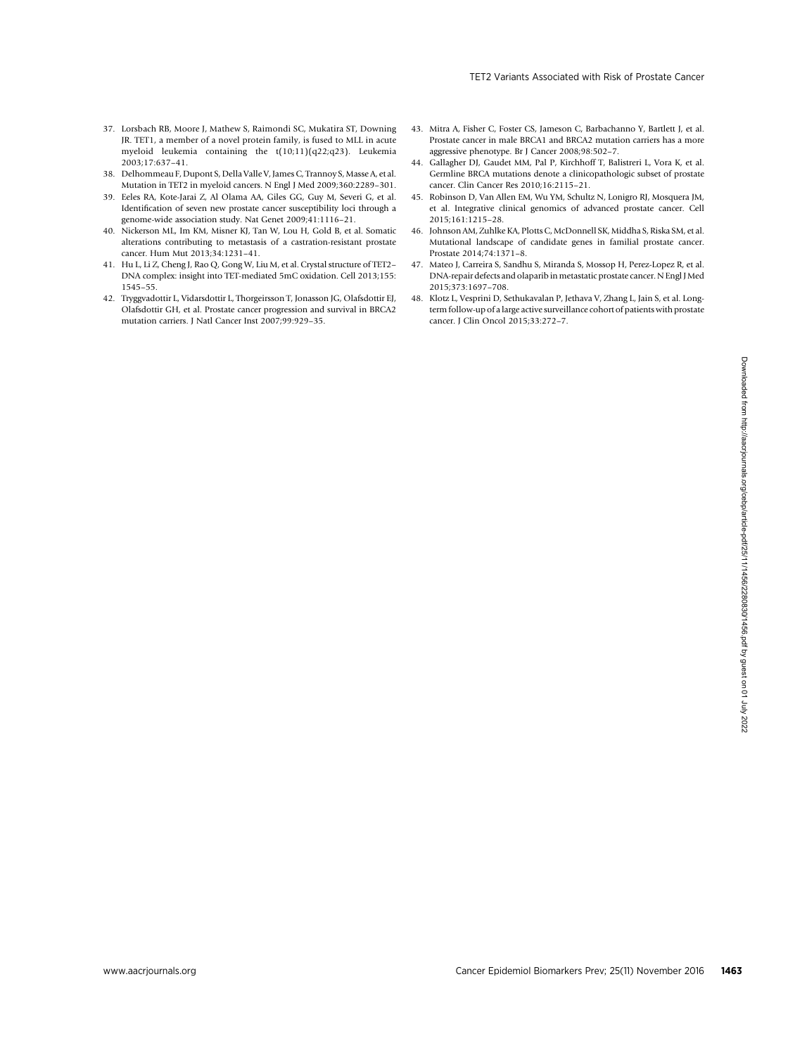37. Lorsbach RB, Moore J, Mathew S, Raimondi SC, Mukatira ST, Downing JR. TET1, a member of a novel protein family, is fused to MLL in acute myeloid leukemia containing the t(10;11)(q22;q23). Leukemia 2003;17:637–41.
38. Delhommeau F, Dupont S, Della Valle V, James C, Trannoy S, Masse A, et al. Mutation in TET2 in myeloid cancers. N Engl J Med 2009;360:2289–301.
39. Eeles RA, Kote-Jarai Z, Al Olama AA, Giles GG, Guy M, Severi G, et al. Identification of seven new prostate cancer susceptibility loci through a genome-wide association study. Nat Genet 2009;41:1116–21.
40. Nickerson ML, Im KM, Misner KJ, Tan W, Lou H, Gold B, et al. Somatic alterations contributing to metastasis of a castration-resistant prostate cancer. Hum Mut 2013;34:1231–41.
41. Hu L, Li Z, Cheng J, Rao Q, Gong W, Liu M, et al. Crystal structure of TET2–DNA complex: insight into TET-mediated 5mC oxidation. Cell 2013;155: 1545–55.
42. Tryggvadottir L, Vidarsdottir L, Thorgeirsson T, Jonasson JG, Olafsdottir EJ, Olafsdottir GH, et al. Prostate cancer progression and survival in BRCA2 mutation carriers. J Natl Cancer Inst 2007;99:929–35.
43. Mitra A, Fisher C, Foster CS, Jameson C, Barbachanno Y, Bartlett J, et al. Prostate cancer in male BRCA1 and BRCA2 mutation carriers has a more aggressive phenotype. Br J Cancer 2008;98:502–7.
44. Gallagher DJ, Gaudet MM, Pal P, Kirchhoff T, Balistreri L, Vora K, et al. Germline BRCA mutations denote a clinicopathologic subset of prostate cancer. Clin Cancer Res 2010;16:2115–21.
45. Robinson D, Van Allen EM, Wu YM, Schultz N, Lonigro RJ, Mosquera JM, et al. Integrative clinical genomics of advanced prostate cancer. Cell 2015;161:1215–28.
46. Johnson AM, Zuhlke KA, Plotts C, McDonnell SK, Middha S, Riska SM, et al. Mutational landscape of candidate genes in familial prostate cancer. Prostate 2014;74:1371–8.
47. Mateo J, Carreira S, Sandhu S, Miranda S, Mossop H, Perez-Lopez R, et al. DNA-repair defects and olaparib in metastatic prostate cancer. N Engl J Med 2015;373:1697–708.
48. Klotz L, Vesprini D, Sethukavalan P, Jethava V, Zhang L, Jain S, et al. Long-term follow-up of a large active surveillance cohort of patients with prostate cancer. J Clin Oncol 2015;33:272–7.